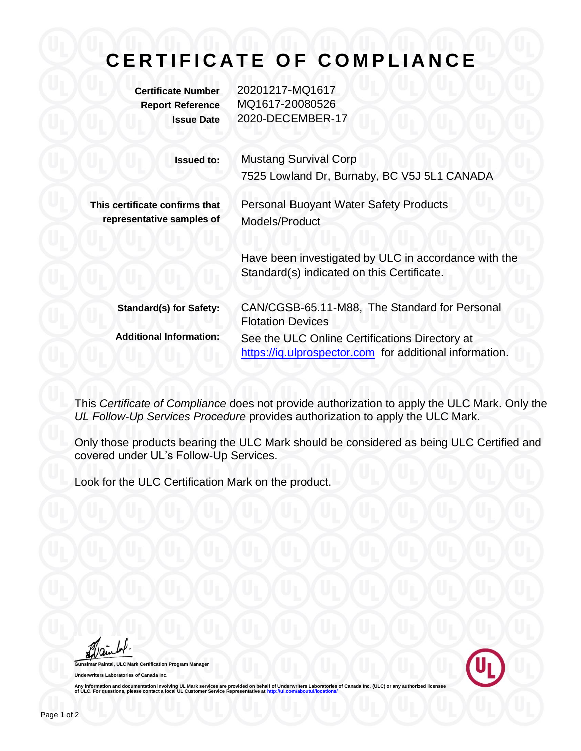# CERTIFICATE OF COMPLIANCE

| | |
|---|---|
| **Certificate Number** | 20201217-MQ1617 |
| **Report Reference** | MQ1617-20080526 |
| **Issue Date** | 2020-DECEMBER-17 |

| | |
|---|---|
| **Issued to:** | Mustang Survival Corp<br>7525 Lowland Dr, Burnaby, BC V5J 5L1 CANADA |
| **This certificate confirms that representative samples of** | Personal Buoyant Water Safety Products<br>Models/Product<br><br>Have been investigated by ULC in accordance with the Standard(s) indicated on this Certificate. |
| **Standard(s) for Safety:** | CAN/CGSB-65.11-M88, The Standard for Personal Flotation Devices |
| **Additional Information:** | See the ULC Online Certifications Directory at https://iq.ulprospector.com for additional information. |

This *Certificate of Compliance* does not provide authorization to apply the ULC Mark. Only the *UL Follow-Up Services Procedure* provides authorization to apply the ULC Mark.

Only those products bearing the ULC Mark should be considered as being ULC Certified and covered under UL's Follow-Up Services.

Look for the ULC Certification Mark on the product.

**Gunsimar Paintal, ULC Mark Certification Program Manager**

**Underwriters Laboratories of Canada Inc.**

Any information and documentation involving UL Mark services are provided on behalf of Underwriters Laboratories of Canada Inc. (ULC) or any authorized licensee of ULC. For questions, please contact a local UL Customer Service Representative at http://ul.com/aboutul/locations/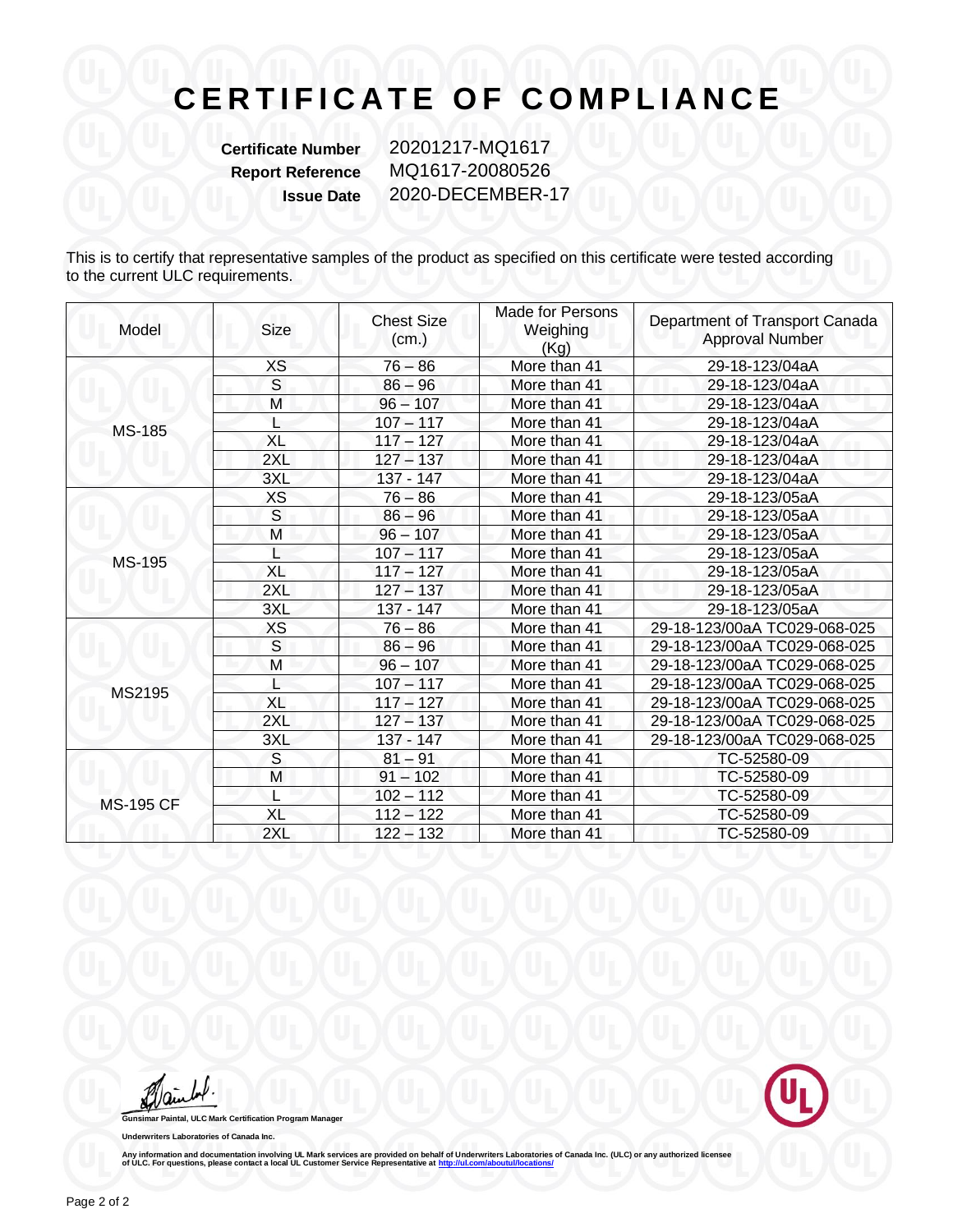# CERTIFICATE OF COMPLIANCE

**Certificate Number** 20201217-MQ1617
**Report Reference** MQ1617-20080526
**Issue Date** 2020-DECEMBER-17

This is to certify that representative samples of the product as specified on this certificate were tested according to the current ULC requirements.

| Model | Size | Chest Size (cm.) | Made for Persons Weighing (Kg) | Department of Transport Canada Approval Number |
|---|---|---|---|---|
| MS-185 | XS | 76 – 86 | More than 41 | 29-18-123/04aA |
| | S | 86 – 96 | More than 41 | 29-18-123/04aA |
| | M | 96 – 107 | More than 41 | 29-18-123/04aA |
| | L | 107 – 117 | More than 41 | 29-18-123/04aA |
| | XL | 117 – 127 | More than 41 | 29-18-123/04aA |
| | 2XL | 127 – 137 | More than 41 | 29-18-123/04aA |
| | 3XL | 137 - 147 | More than 41 | 29-18-123/04aA |
| MS-195 | XS | 76 – 86 | More than 41 | 29-18-123/05aA |
| | S | 86 – 96 | More than 41 | 29-18-123/05aA |
| | M | 96 – 107 | More than 41 | 29-18-123/05aA |
| | L | 107 – 117 | More than 41 | 29-18-123/05aA |
| | XL | 117 – 127 | More than 41 | 29-18-123/05aA |
| | 2XL | 127 – 137 | More than 41 | 29-18-123/05aA |
| | 3XL | 137 - 147 | More than 41 | 29-18-123/05aA |
| MS2195 | XS | 76 – 86 | More than 41 | 29-18-123/00aA TC029-068-025 |
| | S | 86 – 96 | More than 41 | 29-18-123/00aA TC029-068-025 |
| | M | 96 – 107 | More than 41 | 29-18-123/00aA TC029-068-025 |
| | L | 107 – 117 | More than 41 | 29-18-123/00aA TC029-068-025 |
| | XL | 117 – 127 | More than 41 | 29-18-123/00aA TC029-068-025 |
| | 2XL | 127 – 137 | More than 41 | 29-18-123/00aA TC029-068-025 |
| | 3XL | 137 - 147 | More than 41 | 29-18-123/00aA TC029-068-025 |
| MS-195 CF | S | 81 – 91 | More than 41 | TC-52580-09 |
| | M | 91 – 102 | More than 41 | TC-52580-09 |
| | L | 102 – 112 | More than 41 | TC-52580-09 |
| | XL | 112 – 122 | More than 41 | TC-52580-09 |
| | 2XL | 122 – 132 | More than 41 | TC-52580-09 |

**Gunsimar Paintal, ULC Mark Certification Program Manager**

**Underwriters Laboratories of Canada Inc.**

**Any information and documentation involving UL Mark services are provided on behalf of Underwriters Laboratories of Canada Inc. (ULC) or any authorized licensee of ULC. For questions, please contact a local UL Customer Service Representative at http://ul.com/aboutul/locations/**